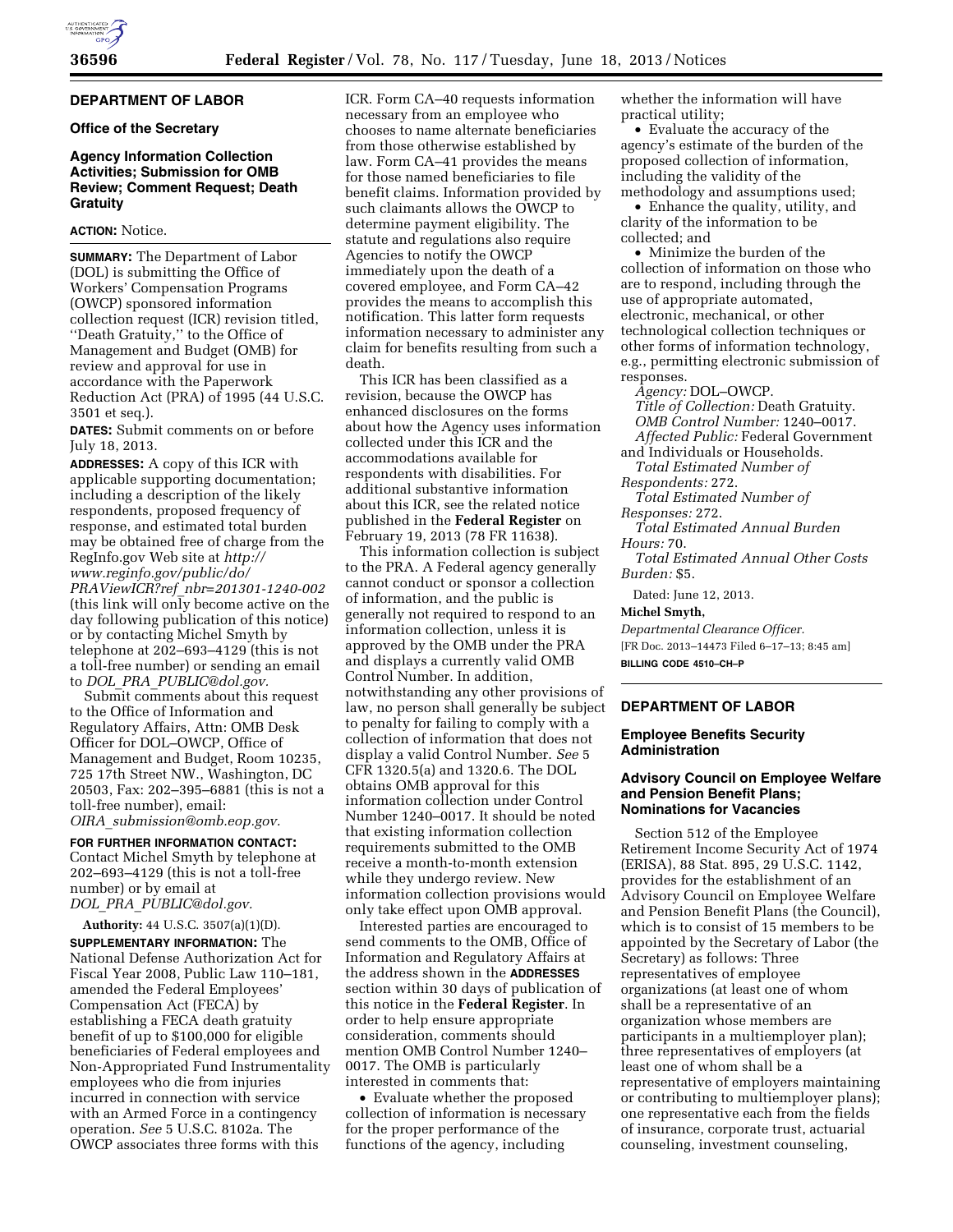## DEPARTMENT OF LABOR

### Office of the Secretary

### Agency Information Collection Activities; Submission for OMB Review; Comment Request; Death Gratuity

**ACTION:** Notice.

**SUMMARY:** The Department of Labor (DOL) is submitting the Office of Workers' Compensation Programs (OWCP) sponsored information collection request (ICR) revision titled, ''Death Gratuity,'' to the Office of Management and Budget (OMB) for review and approval for use in accordance with the Paperwork Reduction Act (PRA) of 1995 (44 U.S.C. 3501 et seq.).

**DATES:** Submit comments on or before July 18, 2013.

**ADDRESSES:** A copy of this ICR with applicable supporting documentation; including a description of the likely respondents, proposed frequency of response, and estimated total burden may be obtained free of charge from the RegInfo.gov Web site at *http://www.reginfo.gov/public/do/PRAViewICR?ref_nbr=201301-1240-002* (this link will only become active on the day following publication of this notice) or by contacting Michel Smyth by telephone at 202–693–4129 (this is not a toll-free number) or sending an email to *DOL_PRA_PUBLIC@dol.gov.*

Submit comments about this request to the Office of Information and Regulatory Affairs, Attn: OMB Desk Officer for DOL–OWCP, Office of Management and Budget, Room 10235, 725 17th Street NW., Washington, DC 20503, Fax: 202–395–6881 (this is not a toll-free number), email: *OIRA_submission@omb.eop.gov.*

**FOR FURTHER INFORMATION CONTACT:** Contact Michel Smyth by telephone at 202–693–4129 (this is not a toll-free number) or by email at *DOL_PRA_PUBLIC@dol.gov.*

**Authority:** 44 U.S.C. 3507(a)(1)(D).

**SUPPLEMENTARY INFORMATION:** The National Defense Authorization Act for Fiscal Year 2008, Public Law 110–181, amended the Federal Employees' Compensation Act (FECA) by establishing a FECA death gratuity benefit of up to $100,000 for eligible beneficiaries of Federal employees and Non-Appropriated Fund Instrumentality employees who die from injuries incurred in connection with service with an Armed Force in a contingency operation. *See* 5 U.S.C. 8102a. The OWCP associates three forms with this ICR. Form CA–40 requests information necessary from an employee who chooses to name alternate beneficiaries from those otherwise established by law. Form CA–41 provides the means for those named beneficiaries to file benefit claims. Information provided by such claimants allows the OWCP to determine payment eligibility. The statute and regulations also require Agencies to notify the OWCP immediately upon the death of a covered employee, and Form CA–42 provides the means to accomplish this notification. This latter form requests information necessary to administer any claim for benefits resulting from such a death.

This ICR has been classified as a revision, because the OWCP has enhanced disclosures on the forms about how the Agency uses information collected under this ICR and the accommodations available for respondents with disabilities. For additional substantive information about this ICR, see the related notice published in the **Federal Register** on February 19, 2013 (78 FR 11638).

This information collection is subject to the PRA. A Federal agency generally cannot conduct or sponsor a collection of information, and the public is generally not required to respond to an information collection, unless it is approved by the OMB under the PRA and displays a currently valid OMB Control Number. In addition, notwithstanding any other provisions of law, no person shall generally be subject to penalty for failing to comply with a collection of information that does not display a valid Control Number. *See* 5 CFR 1320.5(a) and 1320.6. The DOL obtains OMB approval for this information collection under Control Number 1240–0017. It should be noted that existing information collection requirements submitted to the OMB receive a month-to-month extension while they undergo review. New information collection provisions would only take effect upon OMB approval.

Interested parties are encouraged to send comments to the OMB, Office of Information and Regulatory Affairs at the address shown in the **ADDRESSES** section within 30 days of publication of this notice in the **Federal Register**. In order to help ensure appropriate consideration, comments should mention OMB Control Number 1240–0017. The OMB is particularly interested in comments that:

- Evaluate whether the proposed collection of information is necessary for the proper performance of the functions of the agency, including whether the information will have practical utility;
- Evaluate the accuracy of the agency's estimate of the burden of the proposed collection of information, including the validity of the methodology and assumptions used;
- Enhance the quality, utility, and clarity of the information to be collected; and
- Minimize the burden of the collection of information on those who are to respond, including through the use of appropriate automated, electronic, mechanical, or other technological collection techniques or other forms of information technology, e.g., permitting electronic submission of responses.

*Agency:* DOL–OWCP.

*Title of Collection:* Death Gratuity.

*OMB Control Number:* 1240–0017.

*Affected Public:* Federal Government and Individuals or Households.

*Total Estimated Number of Respondents:* 272.

*Total Estimated Number of Responses:* 272.

*Total Estimated Annual Burden Hours:* 70.

*Total Estimated Annual Other Costs Burden:* $5.

Dated: June 12, 2013.

**Michel Smyth,**

*Departmental Clearance Officer.*

[FR Doc. 2013–14473 Filed 6–17–13; 8:45 am]

**BILLING CODE 4510–CH–P**

## DEPARTMENT OF LABOR

### Employee Benefits Security Administration

### Advisory Council on Employee Welfare and Pension Benefit Plans; Nominations for Vacancies

Section 512 of the Employee Retirement Income Security Act of 1974 (ERISA), 88 Stat. 895, 29 U.S.C. 1142, provides for the establishment of an Advisory Council on Employee Welfare and Pension Benefit Plans (the Council), which is to consist of 15 members to be appointed by the Secretary of Labor (the Secretary) as follows: Three representatives of employee organizations (at least one of whom shall be a representative of an organization whose members are participants in a multiemployer plan); three representatives of employers (at least one of whom shall be a representative of employers maintaining or contributing to multiemployer plans); one representative each from the fields of insurance, corporate trust, actuarial counseling, investment counseling,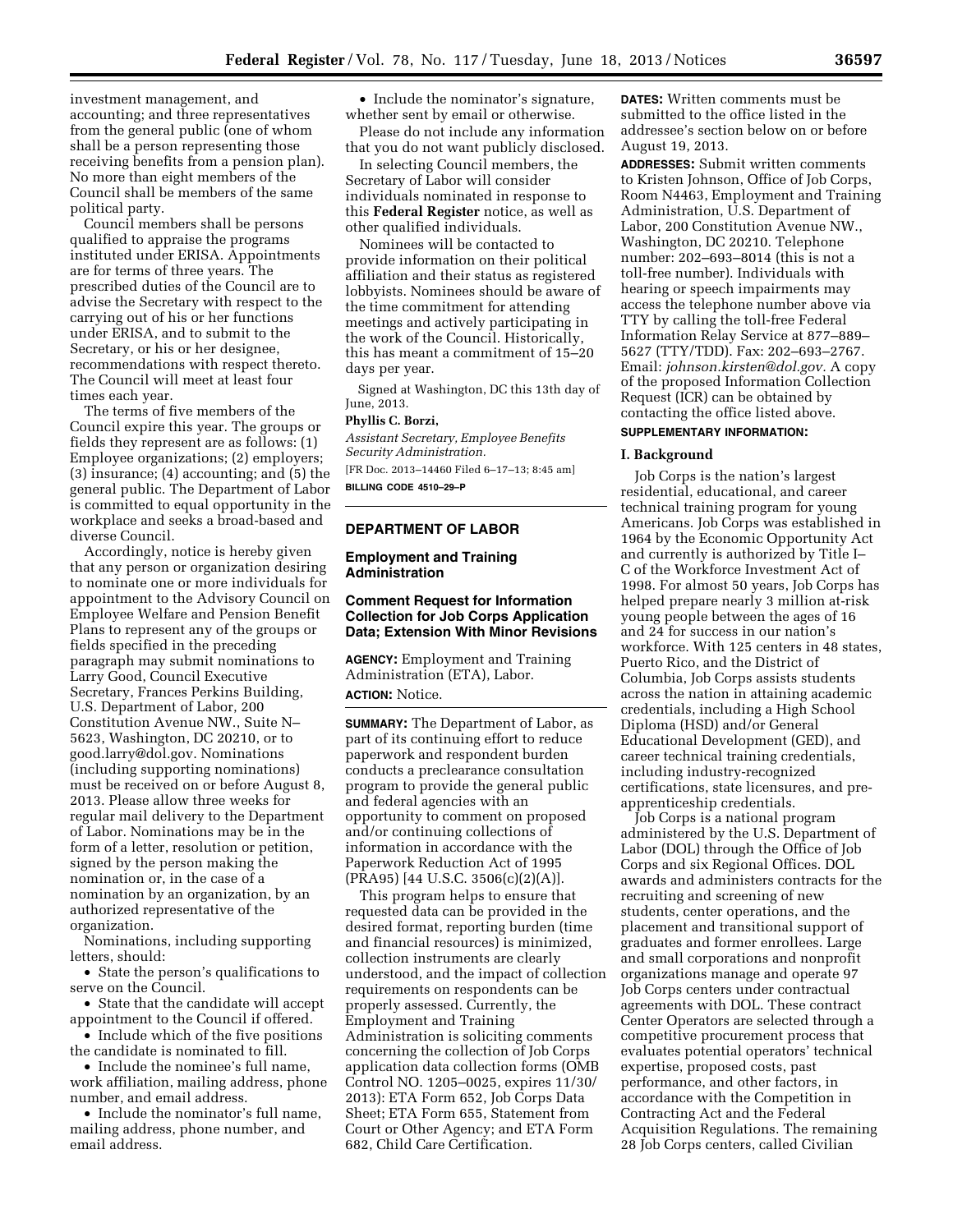investment management, and accounting; and three representatives from the general public (one of whom shall be a person representing those receiving benefits from a pension plan). No more than eight members of the Council shall be members of the same political party.

Council members shall be persons qualified to appraise the programs instituted under ERISA. Appointments are for terms of three years. The prescribed duties of the Council are to advise the Secretary with respect to the carrying out of his or her functions under ERISA, and to submit to the Secretary, or his or her designee, recommendations with respect thereto. The Council will meet at least four times each year.

The terms of five members of the Council expire this year. The groups or fields they represent are as follows: (1) Employee organizations; (2) employers; (3) insurance; (4) accounting; and (5) the general public. The Department of Labor is committed to equal opportunity in the workplace and seeks a broad-based and diverse Council.

Accordingly, notice is hereby given that any person or organization desiring to nominate one or more individuals for appointment to the Advisory Council on Employee Welfare and Pension Benefit Plans to represent any of the groups or fields specified in the preceding paragraph may submit nominations to Larry Good, Council Executive Secretary, Frances Perkins Building, U.S. Department of Labor, 200 Constitution Avenue NW., Suite N–5623, Washington, DC 20210, or to good.larry@dol.gov. Nominations (including supporting nominations) must be received on or before August 8, 2013. Please allow three weeks for regular mail delivery to the Department of Labor. Nominations may be in the form of a letter, resolution or petition, signed by the person making the nomination or, in the case of a nomination by an organization, by an authorized representative of the organization.

Nominations, including supporting letters, should:

- State the person's qualifications to serve on the Council.
- State that the candidate will accept appointment to the Council if offered.
- Include which of the five positions the candidate is nominated to fill.
- Include the nominee's full name, work affiliation, mailing address, phone number, and email address.
- Include the nominator's full name, mailing address, phone number, and email address.
- Include the nominator's signature, whether sent by email or otherwise.

Please do not include any information that you do not want publicly disclosed.

In selecting Council members, the Secretary of Labor will consider individuals nominated in response to this **Federal Register** notice, as well as other qualified individuals.

Nominees will be contacted to provide information on their political affiliation and their status as registered lobbyists. Nominees should be aware of the time commitment for attending meetings and actively participating in the work of the Council. Historically, this has meant a commitment of 15–20 days per year.

Signed at Washington, DC this 13th day of June, 2013.

**Phyllis C. Borzi,**

*Assistant Secretary, Employee Benefits Security Administration.*

[FR Doc. 2013–14460 Filed 6–17–13; 8:45 am]

**BILLING CODE 4510–29–P**

## DEPARTMENT OF LABOR

### Employment and Training Administration

### Comment Request for Information Collection for Job Corps Application Data; Extension With Minor Revisions

**AGENCY:** Employment and Training Administration (ETA), Labor.

**ACTION:** Notice.

**SUMMARY:** The Department of Labor, as part of its continuing effort to reduce paperwork and respondent burden conducts a preclearance consultation program to provide the general public and federal agencies with an opportunity to comment on proposed and/or continuing collections of information in accordance with the Paperwork Reduction Act of 1995 (PRA95) [44 U.S.C. 3506(c)(2)(A)].

This program helps to ensure that requested data can be provided in the desired format, reporting burden (time and financial resources) is minimized, collection instruments are clearly understood, and the impact of collection requirements on respondents can be properly assessed. Currently, the Employment and Training Administration is soliciting comments concerning the collection of Job Corps application data collection forms (OMB Control NO. 1205–0025, expires 11/30/2013): ETA Form 652, Job Corps Data Sheet; ETA Form 655, Statement from Court or Other Agency; and ETA Form 682, Child Care Certification.

**DATES:** Written comments must be submitted to the office listed in the addressee's section below on or before August 19, 2013.

**ADDRESSES:** Submit written comments to Kristen Johnson, Office of Job Corps, Room N4463, Employment and Training Administration, U.S. Department of Labor, 200 Constitution Avenue NW., Washington, DC 20210. Telephone number: 202–693–8014 (this is not a toll-free number). Individuals with hearing or speech impairments may access the telephone number above via TTY by calling the toll-free Federal Information Relay Service at 877–889–5627 (TTY/TDD). Fax: 202–693–2767. Email: *johnson.kirsten@dol.gov*. A copy of the proposed Information Collection Request (ICR) can be obtained by contacting the office listed above.

**SUPPLEMENTARY INFORMATION:**

#### I. Background

Job Corps is the nation's largest residential, educational, and career technical training program for young Americans. Job Corps was established in 1964 by the Economic Opportunity Act and currently is authorized by Title I–C of the Workforce Investment Act of 1998. For almost 50 years, Job Corps has helped prepare nearly 3 million at-risk young people between the ages of 16 and 24 for success in our nation's workforce. With 125 centers in 48 states, Puerto Rico, and the District of Columbia, Job Corps assists students across the nation in attaining academic credentials, including a High School Diploma (HSD) and/or General Educational Development (GED), and career technical training credentials, including industry-recognized certifications, state licensures, and pre-apprenticeship credentials.

Job Corps is a national program administered by the U.S. Department of Labor (DOL) through the Office of Job Corps and six Regional Offices. DOL awards and administers contracts for the recruiting and screening of new students, center operations, and the placement and transitional support of graduates and former enrollees. Large and small corporations and nonprofit organizations manage and operate 97 Job Corps centers under contractual agreements with DOL. These contract Center Operators are selected through a competitive procurement process that evaluates potential operators' technical expertise, proposed costs, past performance, and other factors, in accordance with the Competition in Contracting Act and the Federal Acquisition Regulations. The remaining 28 Job Corps centers, called Civilian